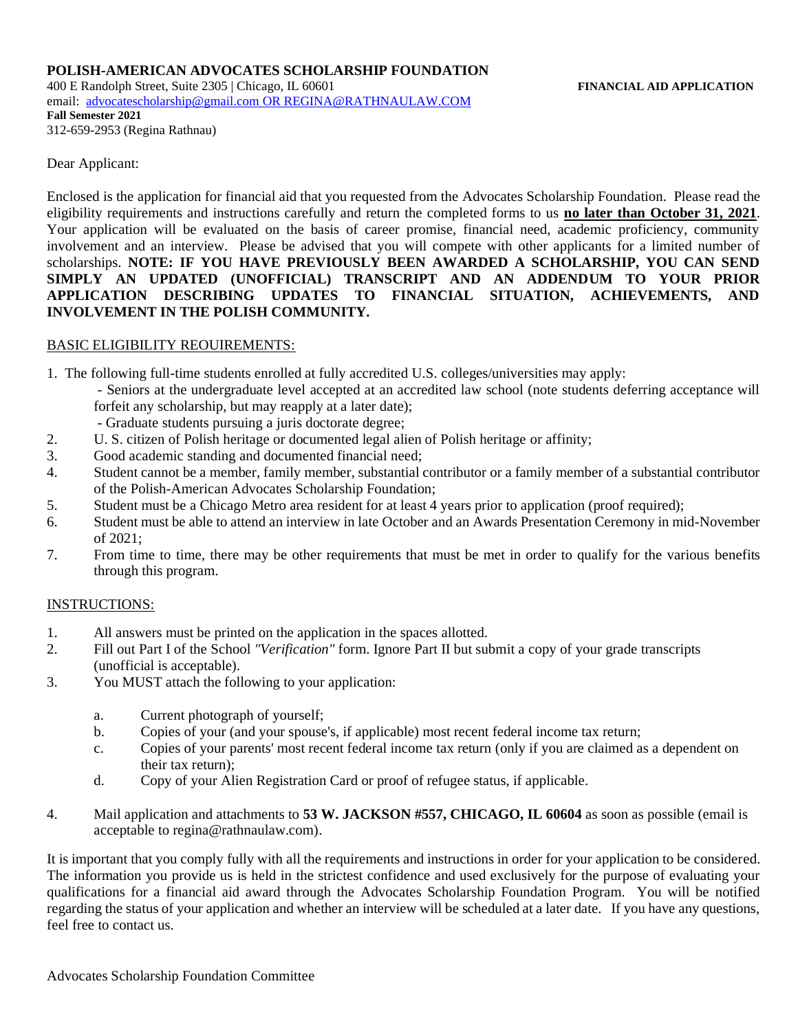**POLISH-AMERICAN ADVOCATES SCHOLARSHIP FOUNDATION**
400 E Randolph Street, Suite 2305 | Chicago, IL 60601

**FINANCIAL AID APPLICATION**

email: advocatescholarship@gmail.com OR REGINA@RATHNAULAW.COM
**Fall Semester 2021**
312-659-2953 (Regina Rathnau)

Dear Applicant:

Enclosed is the application for financial aid that you requested from the Advocates Scholarship Foundation. Please read the eligibility requirements and instructions carefully and return the completed forms to us **no later than October 31, 2021**. Your application will be evaluated on the basis of career promise, financial need, academic proficiency, community involvement and an interview. Please be advised that you will compete with other applicants for a limited number of scholarships. **NOTE: IF YOU HAVE PREVIOUSLY BEEN AWARDED A SCHOLARSHIP, YOU CAN SEND SIMPLY AN UPDATED (UNOFFICIAL) TRANSCRIPT AND AN ADDENDUM TO YOUR PRIOR APPLICATION DESCRIBING UPDATES TO FINANCIAL SITUATION, ACHIEVEMENTS, AND INVOLVEMENT IN THE POLISH COMMUNITY.**

BASIC ELIGIBILITY REOUIREMENTS:

1. The following full-time students enrolled at fully accredited U.S. colleges/universities may apply:
   - Seniors at the undergraduate level accepted at an accredited law school (note students deferring acceptance will forfeit any scholarship, but may reapply at a later date);
   - Graduate students pursuing a juris doctorate degree;
2. U. S. citizen of Polish heritage or documented legal alien of Polish heritage or affinity;
3. Good academic standing and documented financial need;
4. Student cannot be a member, family member, substantial contributor or a family member of a substantial contributor of the Polish-American Advocates Scholarship Foundation;
5. Student must be a Chicago Metro area resident for at least 4 years prior to application (proof required);
6. Student must be able to attend an interview in late October and an Awards Presentation Ceremony in mid-November of 2021;
7. From time to time, there may be other requirements that must be met in order to qualify for the various benefits through this program.

INSTRUCTIONS:

1. All answers must be printed on the application in the spaces allotted.
2. Fill out Part I of the School *"Verification"* form. Ignore Part II but submit a copy of your grade transcripts (unofficial is acceptable).
3. You MUST attach the following to your application:

   a. Current photograph of yourself;
   b. Copies of your (and your spouse's, if applicable) most recent federal income tax return;
   c. Copies of your parents' most recent federal income tax return (only if you are claimed as a dependent on their tax return);
   d. Copy of your Alien Registration Card or proof of refugee status, if applicable.

4. Mail application and attachments to **53 W. JACKSON #557, CHICAGO, IL 60604** as soon as possible (email is acceptable to regina@rathnaulaw.com).

It is important that you comply fully with all the requirements and instructions in order for your application to be considered. The information you provide us is held in the strictest confidence and used exclusively for the purpose of evaluating your qualifications for a financial aid award through the Advocates Scholarship Foundation Program. You will be notified regarding the status of your application and whether an interview will be scheduled at a later date. If you have any questions, feel free to contact us.

Advocates Scholarship Foundation Committee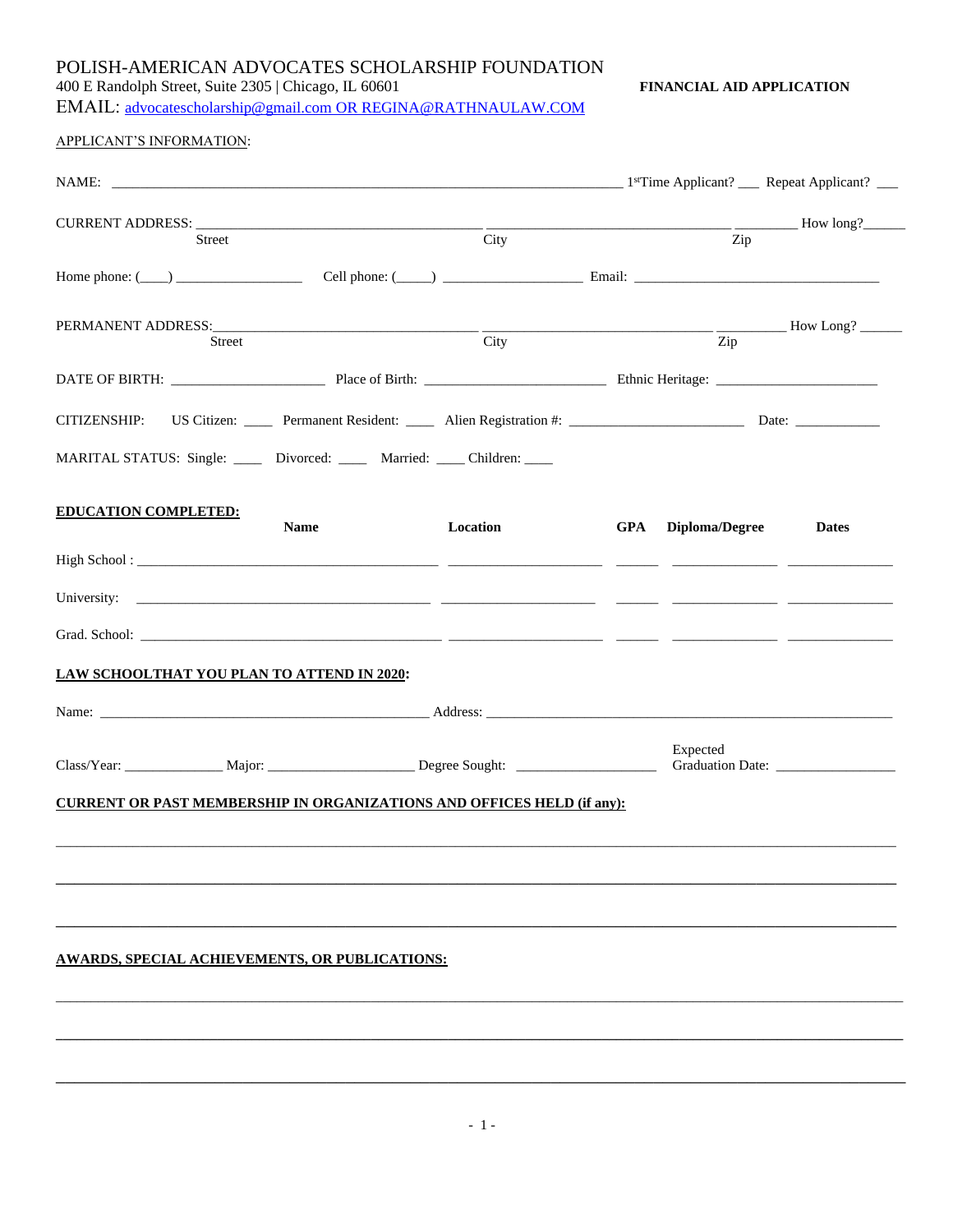POLISH-AMERICAN ADVOCATES SCHOLARSHIP FOUNDATION
400 E Randolph Street, Suite 2305 | Chicago, IL 60601

**FINANCIAL AID APPLICATION**

EMAIL: advocatescholarship@gmail.com OR REGINA@RATHNAULAW.COM

APPLICANT'S INFORMATION:

NAME: ______________________________________________ 1st Time Applicant? ___ Repeat Applicant? ___

CURRENT ADDRESS: ______________________________ ______________________________ ________ How long?______
Street City Zip

Home phone: (____) _______________ Cell phone: (_____) _______________ Email: ____________________________

PERMANENT ADDRESS:______________________________ ______________________________ _________ How Long? ______
Street City Zip

DATE OF BIRTH: __________________ Place of Birth: ______________________ Ethnic Heritage: ____________________

CITIZENSHIP: US Citizen: ____ Permanent Resident: ____ Alien Registration #: ______________________ Date: ___________

MARITAL STATUS: Single: ____ Divorced: ____ Married: ____ Children: ____

**EDUCATION COMPLETED:**

| | Name | Location | GPA | Diploma/Degree | Dates |
|---|---|---|---|---|---|
| High School : | | | | | |
| University: | | | | | |
| Grad. School: | | | | | |

**LAW SCHOOLTHAT YOU PLAN TO ATTEND IN 2020:**

Name: ____________________________________________ Address: ____________________________________________

Class/Year: ____________ Major: __________________ Degree Sought: __________________ Expected Graduation Date: _______________

**CURRENT OR PAST MEMBERSHIP IN ORGANIZATIONS AND OFFICES HELD (if any):**

______________________________________________________________________________

______________________________________________________________________________

______________________________________________________________________________

**AWARDS, SPECIAL ACHIEVEMENTS, OR PUBLICATIONS:**

______________________________________________________________________________

______________________________________________________________________________

______________________________________________________________________________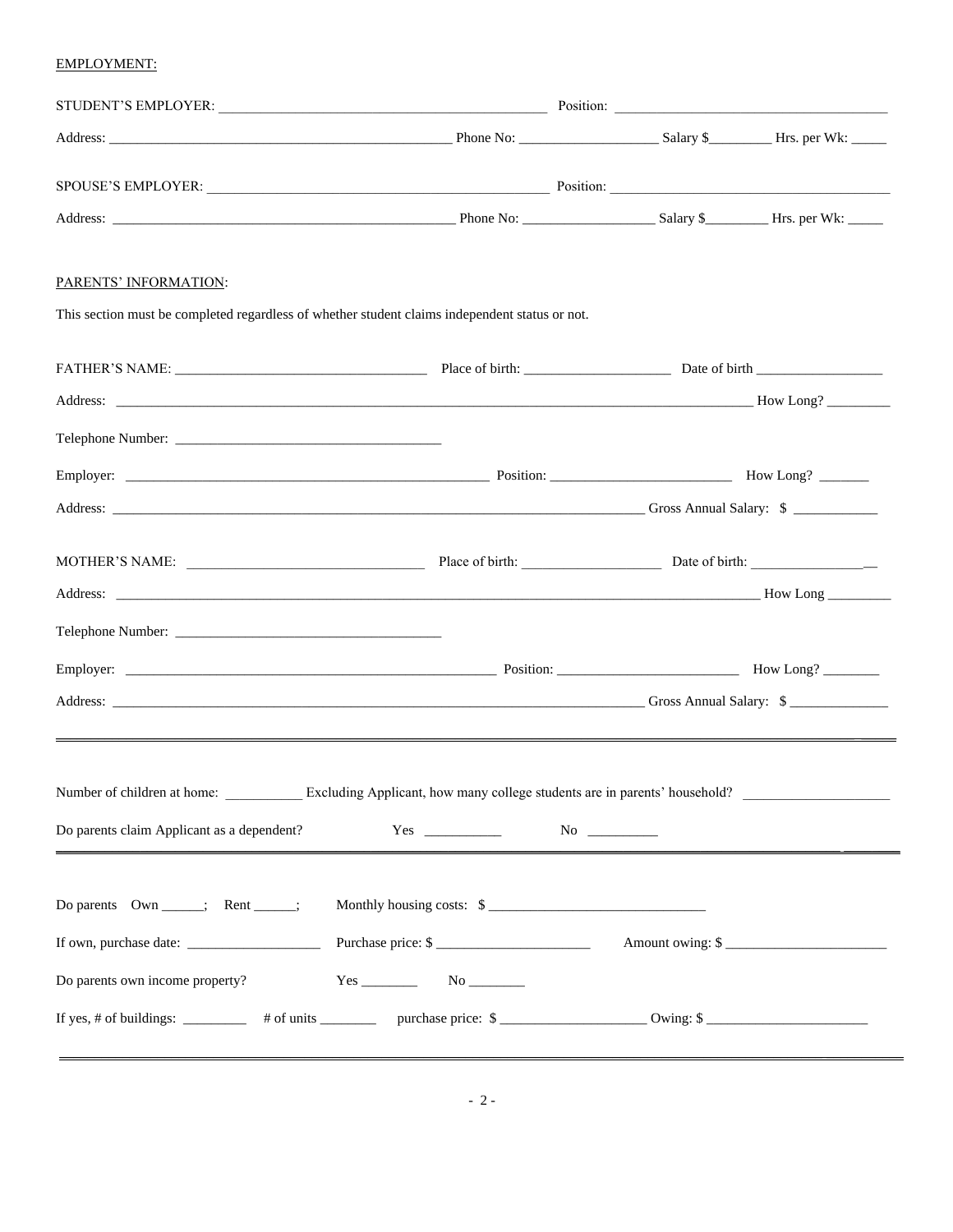<u>EMPLOYMENT:</u>

STUDENT'S EMPLOYER: _______________________________________________ Position: _______________________________________

Address: __________________________________________________ Phone No: ____________________ Salary $_________ Hrs. per Wk: _____

SPOUSE'S EMPLOYER: _________________________________________________ Position: _______________________________________

Address: __________________________________________________ Phone No: ___________________ Salary $_________ Hrs. per Wk: _____

<u>PARENTS' INFORMATION</u>:

This section must be completed regardless of whether student claims independent status or not.

FATHER'S NAME: ____________________________________ Place of birth: _____________________ Date of birth __________________

Address: ___________________________________________________________________________________________ How Long? _________

Telephone Number: ______________________________________

Employer: ___________________________________________________ Position: __________________________ How Long? _______

Address: ____________________________________________________________________________ Gross Annual Salary: $ ____________

MOTHER'S NAME: __________________________________ Place of birth: ____________________ Date of birth: __________________

Address: ____________________________________________________________________________________________ How Long _________

Telephone Number: ______________________________________

Employer: _____________________________________________________ Position: __________________________ How Long? ________

Address: ____________________________________________________________________________ Gross Annual Salary: $ ______________

---

Number of children at home: ___________ Excluding Applicant, how many college students are in parents' household? ____________________

Do parents claim Applicant as a dependent? Yes ___________ No __________

---

Do parents Own ______; Rent ______; Monthly housing costs: $ ______________________________

If own, purchase date: ___________________ Purchase price: $ ______________________ Amount owing: $ _______________________

Do parents own income property? Yes ________ No ________

If yes, # of buildings: _________ # of units ________ purchase price: $ ____________________ Owing: $ _______________________

---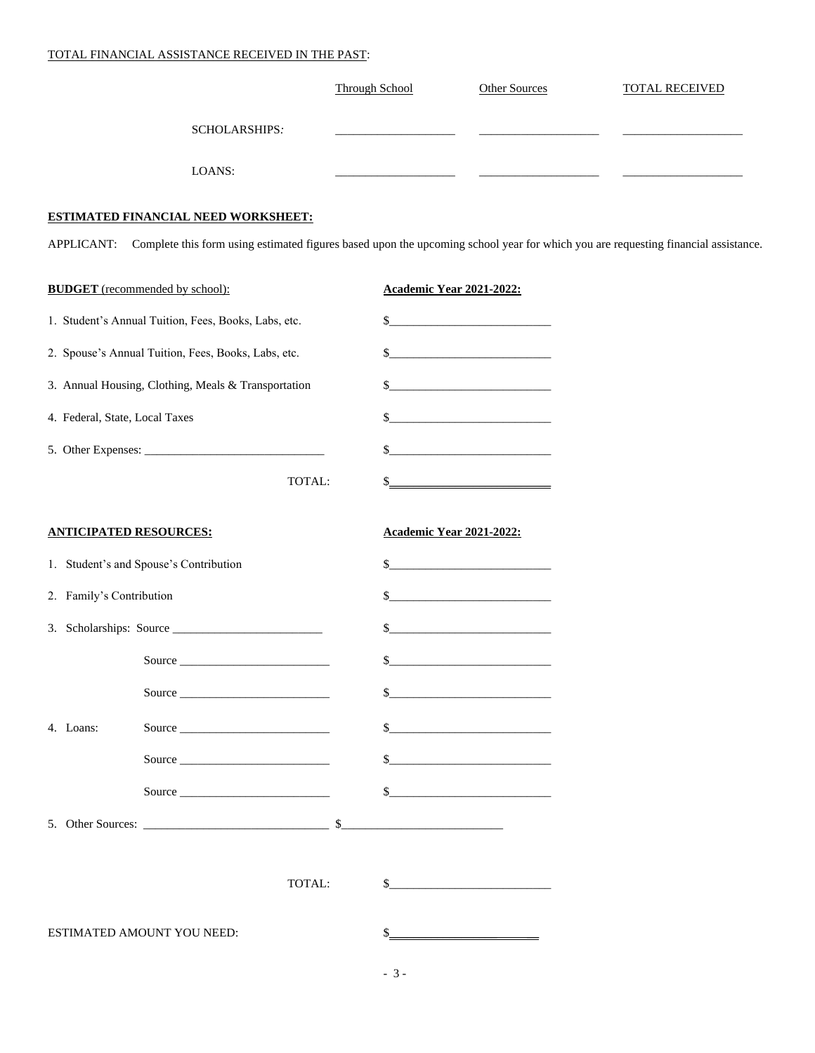TOTAL FINANCIAL ASSISTANCE RECEIVED IN THE PAST:

| | Through School | Other Sources | TOTAL RECEIVED |
|---|---|---|---|
| SCHOLARSHIPS: | ____________________ | ____________________ | ____________________ |
| LOANS: | ____________________ | ____________________ | ____________________ |

**ESTIMATED FINANCIAL NEED WORKSHEET:**

APPLICANT: Complete this form using estimated figures based upon the upcoming school year for which you are requesting financial assistance.

| **BUDGET** (recommended by school): | **Academic Year 2021-2022:** |
|---|---|
| 1. Student's Annual Tuition, Fees, Books, Labs, etc. | $___________________________ |
| 2. Spouse's Annual Tuition, Fees, Books, Labs, etc. | $___________________________ |
| 3. Annual Housing, Clothing, Meals & Transportation | $___________________________ |
| 4. Federal, State, Local Taxes | $___________________________ |
| 5. Other Expenses: ______________________________ | $___________________________ |
| TOTAL: | $___________________________ |

| **ANTICIPATED RESOURCES:** | **Academic Year 2021-2022:** |
|---|---|
| 1. Student's and Spouse's Contribution | $___________________________ |
| 2. Family's Contribution | $___________________________ |
| 3. Scholarships: Source _________________________ | $___________________________ |
| Source _________________________ | $___________________________ |
| Source _________________________ | $___________________________ |
| 4. Loans: Source _________________________ | $___________________________ |
| Source _________________________ | $___________________________ |
| Source _________________________ | $___________________________ |
| 5. Other Sources: _______________________________ | $___________________________ |
| TOTAL: | $___________________________ |

ESTIMATED AMOUNT YOU NEED: $_________________________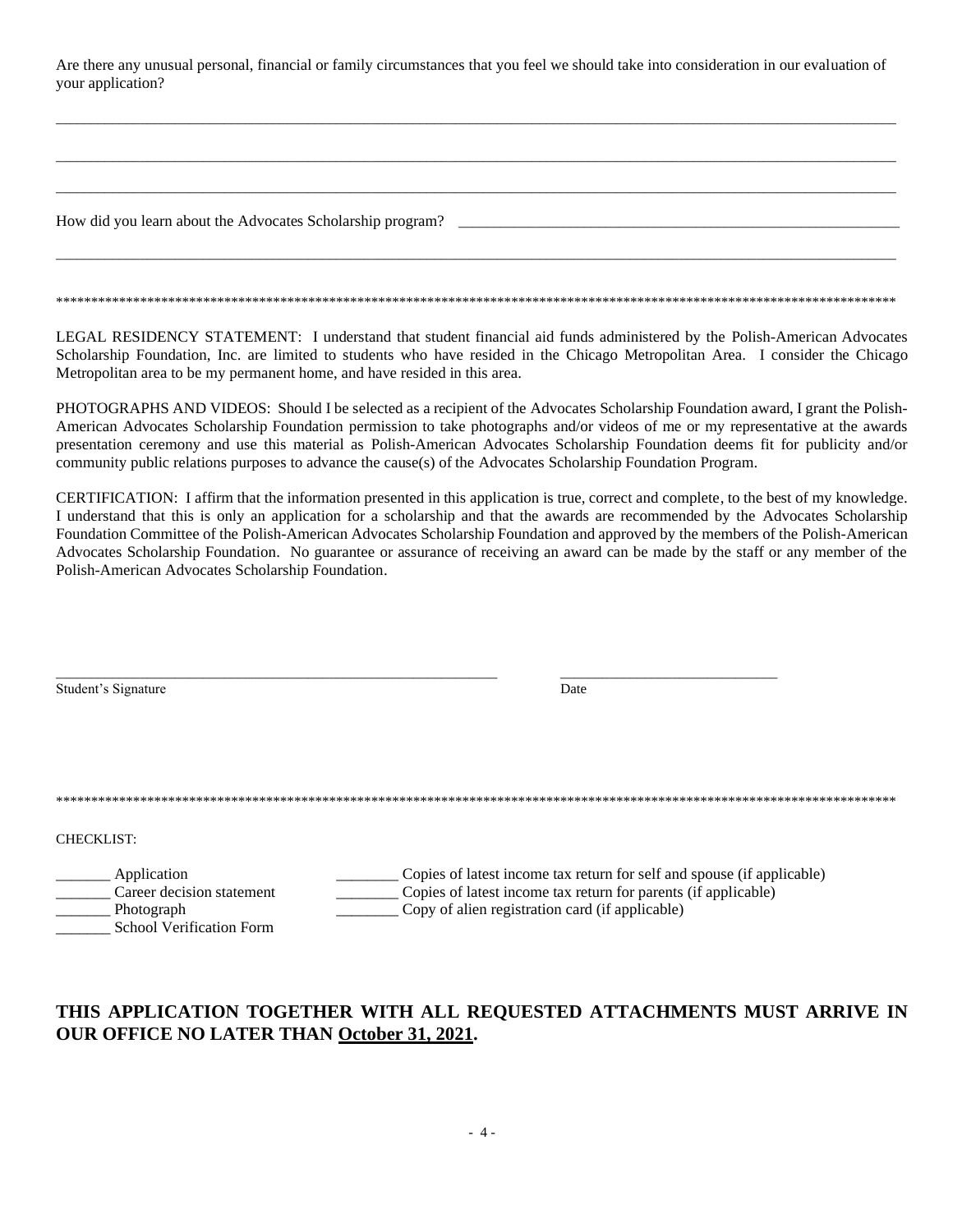Are there any unusual personal, financial or family circumstances that you feel we should take into consideration in our evaluation of your application?

_______________________________________________________________________________________________________________

_______________________________________________________________________________________________________________

_______________________________________________________________________________________________________________

How did you learn about the Advocates Scholarship program? ______________________________________________________

_______________________________________________________________________________________________________________

*******************************************************************************************************************

LEGAL RESIDENCY STATEMENT: I understand that student financial aid funds administered by the Polish-American Advocates Scholarship Foundation, Inc. are limited to students who have resided in the Chicago Metropolitan Area. I consider the Chicago Metropolitan area to be my permanent home, and have resided in this area.

PHOTOGRAPHS AND VIDEOS: Should I be selected as a recipient of the Advocates Scholarship Foundation award, I grant the Polish-American Advocates Scholarship Foundation permission to take photographs and/or videos of me or my representative at the awards presentation ceremony and use this material as Polish-American Advocates Scholarship Foundation deems fit for publicity and/or community public relations purposes to advance the cause(s) of the Advocates Scholarship Foundation Program.

CERTIFICATION: I affirm that the information presented in this application is true, correct and complete, to the best of my knowledge. I understand that this is only an application for a scholarship and that the awards are recommended by the Advocates Scholarship Foundation Committee of the Polish-American Advocates Scholarship Foundation and approved by the members of the Polish-American Advocates Scholarship Foundation. No guarantee or assurance of receiving an award can be made by the staff or any member of the Polish-American Advocates Scholarship Foundation.

______________________________________________ ________________________

Student's Signature Date

*******************************************************************************************************************

CHECKLIST:

_______ Application
_______ Career decision statement
_______ Photograph
_______ School Verification Form

________ Copies of latest income tax return for self and spouse (if applicable)
________ Copies of latest income tax return for parents (if applicable)
________ Copy of alien registration card (if applicable)

**THIS APPLICATION TOGETHER WITH ALL REQUESTED ATTACHMENTS MUST ARRIVE IN OUR OFFICE NO LATER THAN <u>October 31, 2021</u>.**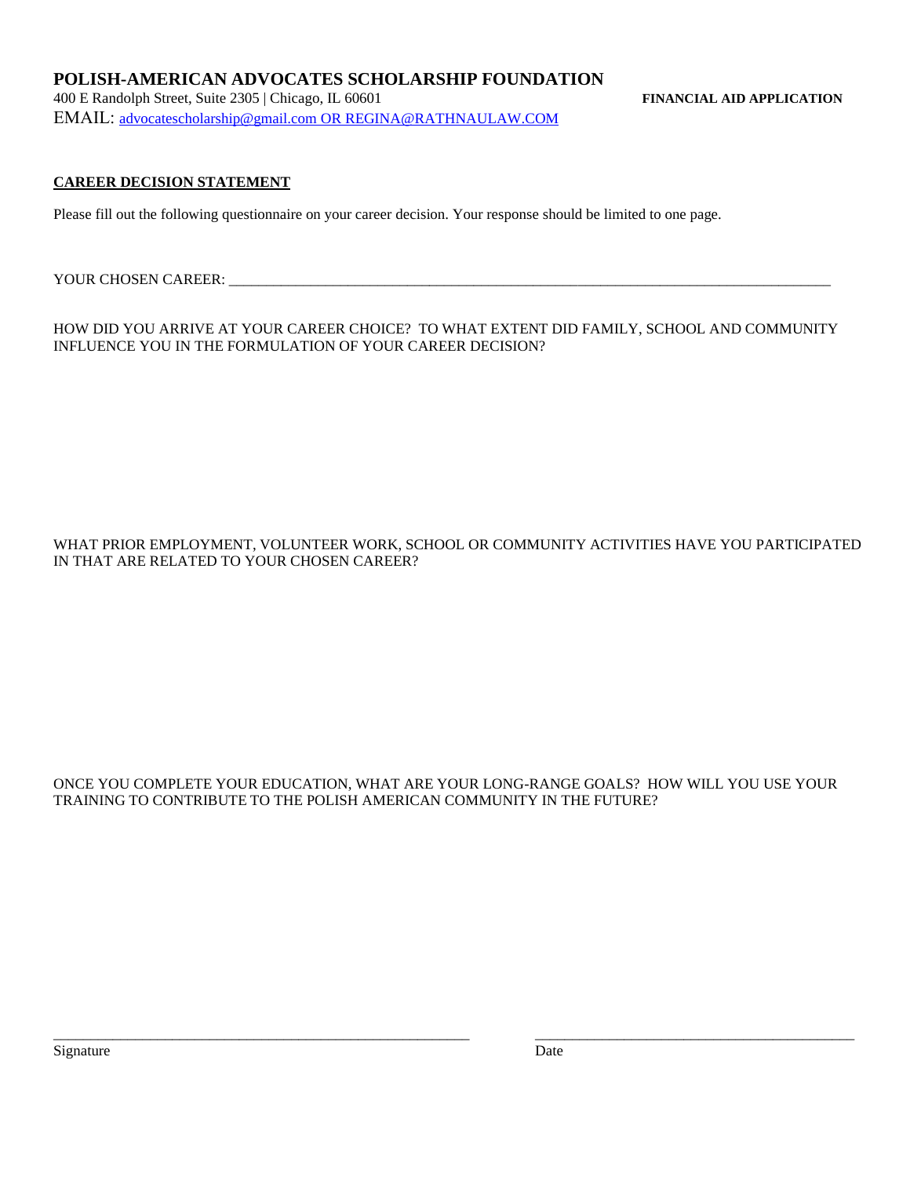**POLISH-AMERICAN ADVOCATES SCHOLARSHIP FOUNDATION**
400 E Randolph Street, Suite 2305 | Chicago, IL 60601

**FINANCIAL AID APPLICATION**

EMAIL: advocatescholarship@gmail.com OR REGINA@RATHNAULAW.COM

**CAREER DECISION STATEMENT**

Please fill out the following questionnaire on your career decision. Your response should be limited to one page.

YOUR CHOSEN CAREER: ______________________________________________________________________________________

HOW DID YOU ARRIVE AT YOUR CAREER CHOICE? TO WHAT EXTENT DID FAMILY, SCHOOL AND COMMUNITY INFLUENCE YOU IN THE FORMULATION OF YOUR CAREER DECISION?

WHAT PRIOR EMPLOYMENT, VOLUNTEER WORK, SCHOOL OR COMMUNITY ACTIVITIES HAVE YOU PARTICIPATED IN THAT ARE RELATED TO YOUR CHOSEN CAREER?

ONCE YOU COMPLETE YOUR EDUCATION, WHAT ARE YOUR LONG-RANGE GOALS? HOW WILL YOU USE YOUR TRAINING TO CONTRIBUTE TO THE POLISH AMERICAN COMMUNITY IN THE FUTURE?

______________________________________________ ______________________________________

Signature Date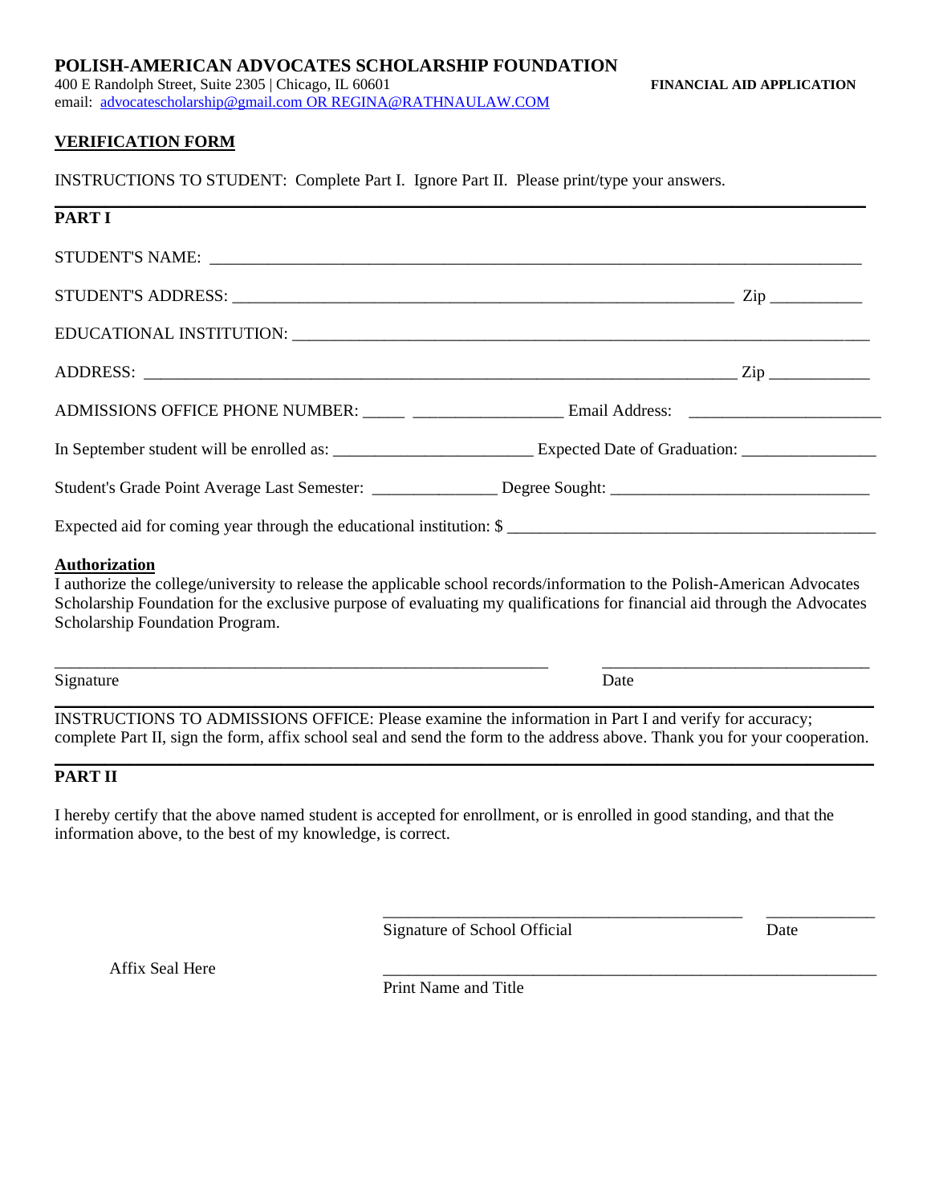**POLISH-AMERICAN ADVOCATES SCHOLARSHIP FOUNDATION**
400 E Randolph Street, Suite 2305 | Chicago, IL 60601
email: advocatescholarship@gmail.com OR REGINA@RATHNAULAW.COM

**FINANCIAL AID APPLICATION**

## VERIFICATION FORM

INSTRUCTIONS TO STUDENT: Complete Part I. Ignore Part II. Please print/type your answers.

### PART I

STUDENT'S NAME: ______________________________________________________________________

STUDENT'S ADDRESS: ______________________________________________________ Zip __________

EDUCATIONAL INSTITUTION: ______________________________________________________________

ADDRESS: ______________________________________________________________ Zip ___________

ADMISSIONS OFFICE PHONE NUMBER: _____ ________________ Email Address: ____________________

In September student will be enrolled as: ______________________ Expected Date of Graduation: _______________

Student's Grade Point Average Last Semester: ______________ Degree Sought: _____________________________

Expected aid for coming year through the educational institution: $ ________________________________________

**Authorization**
I authorize the college/university to release the applicable school records/information to the Polish-American Advocates Scholarship Foundation for the exclusive purpose of evaluating my qualifications for financial aid through the Advocates Scholarship Foundation Program.

_________________________________________________ ______________________________
Signature Date

INSTRUCTIONS TO ADMISSIONS OFFICE: Please examine the information in Part I and verify for accuracy; complete Part II, sign the form, affix school seal and send the form to the address above. Thank you for your cooperation.

### PART II

I hereby certify that the above named student is accepted for enrollment, or is enrolled in good standing, and that the information above, to the best of my knowledge, is correct.

_________________________________________ ____________
Signature of School Official Date

Affix Seal Here

_______________________________________________________
Print Name and Title